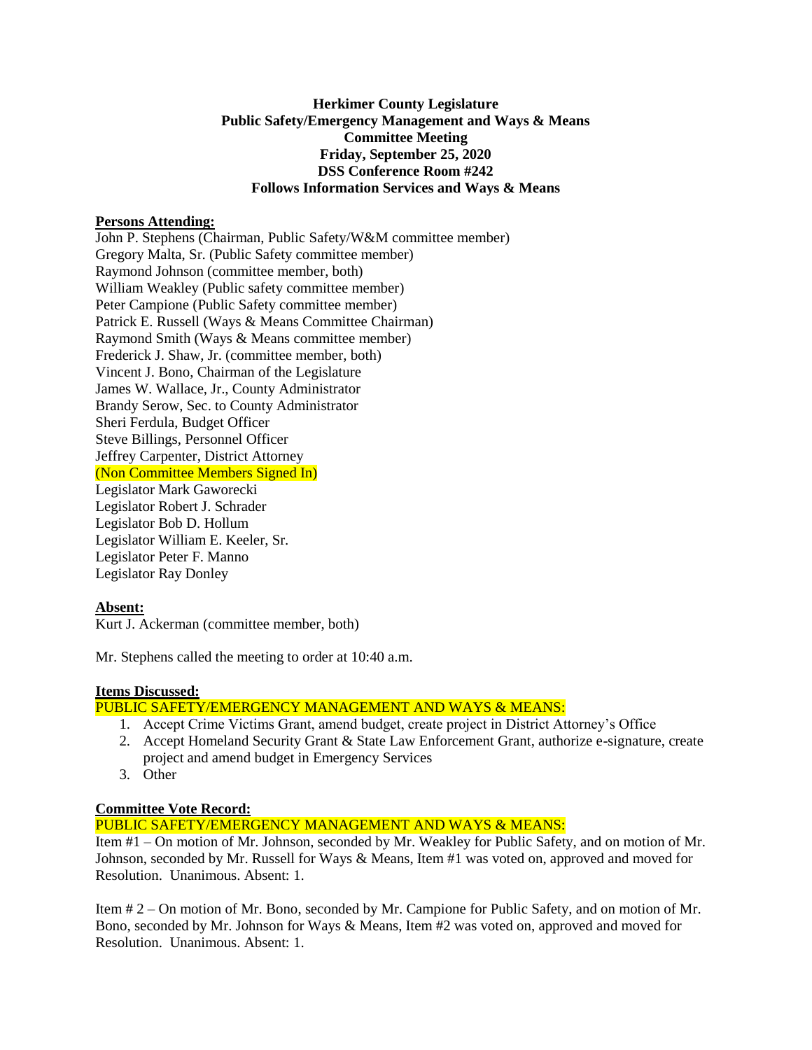**Herkimer County Legislature**
**Public Safety/Emergency Management and Ways & Means**
**Committee Meeting**
**Friday, September 25, 2020**
**DSS Conference Room #242**
**Follows Information Services and Ways & Means**

**Persons Attending:**

John P. Stephens (Chairman, Public Safety/W&M committee member)
Gregory Malta, Sr. (Public Safety committee member)
Raymond Johnson (committee member, both)
William Weakley (Public safety committee member)
Peter Campione (Public Safety committee member)
Patrick E. Russell (Ways & Means Committee Chairman)
Raymond Smith (Ways & Means committee member)
Frederick J. Shaw, Jr. (committee member, both)
Vincent J. Bono, Chairman of the Legislature
James W. Wallace, Jr., County Administrator
Brandy Serow, Sec. to County Administrator
Sheri Ferdula, Budget Officer
Steve Billings, Personnel Officer
Jeffrey Carpenter, District Attorney
(Non Committee Members Signed In)
Legislator Mark Gaworecki
Legislator Robert J. Schrader
Legislator Bob D. Hollum
Legislator William E. Keeler, Sr.
Legislator Peter F. Manno
Legislator Ray Donley

**Absent:**

Kurt J. Ackerman (committee member, both)

Mr. Stephens called the meeting to order at 10:40 a.m.

**Items Discussed:**

PUBLIC SAFETY/EMERGENCY MANAGEMENT AND WAYS & MEANS:

1. Accept Crime Victims Grant, amend budget, create project in District Attorney's Office
2. Accept Homeland Security Grant & State Law Enforcement Grant, authorize e-signature, create project and amend budget in Emergency Services
3. Other

**Committee Vote Record:**

PUBLIC SAFETY/EMERGENCY MANAGEMENT AND WAYS & MEANS:

Item #1 – On motion of Mr. Johnson, seconded by Mr. Weakley for Public Safety, and on motion of Mr. Johnson, seconded by Mr. Russell for Ways & Means, Item #1 was voted on, approved and moved for Resolution. Unanimous. Absent: 1.

Item # 2 – On motion of Mr. Bono, seconded by Mr. Campione for Public Safety, and on motion of Mr. Bono, seconded by Mr. Johnson for Ways & Means, Item #2 was voted on, approved and moved for Resolution. Unanimous. Absent: 1.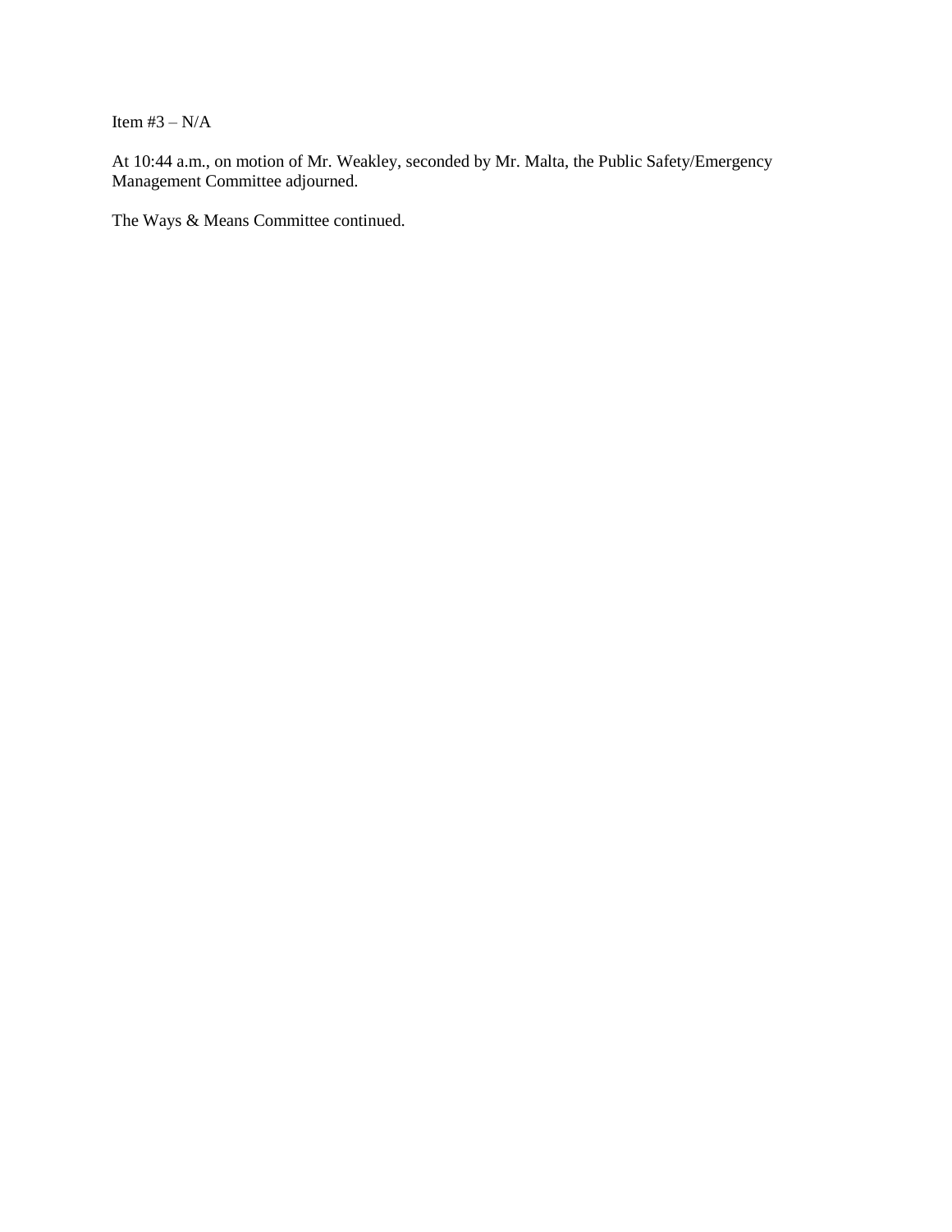Item #3 – N/A

At 10:44 a.m., on motion of Mr. Weakley, seconded by Mr. Malta, the Public Safety/Emergency Management Committee adjourned.

The Ways & Means Committee continued.